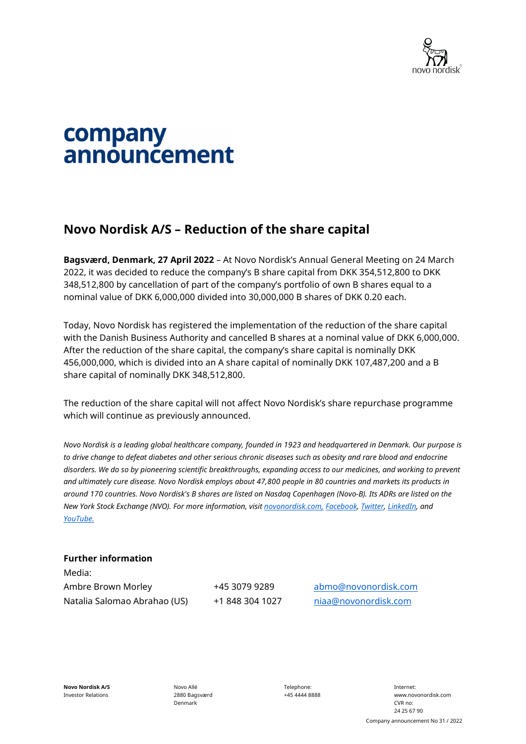# company announcement

## Novo Nordisk A/S – Reduction of the share capital

**Bagsværd, Denmark, 27 April 2022** – At Novo Nordisk's Annual General Meeting on 24 March 2022, it was decided to reduce the company's B share capital from DKK 354,512,800 to DKK 348,512,800 by cancellation of part of the company's portfolio of own B shares equal to a nominal value of DKK 6,000,000 divided into 30,000,000 B shares of DKK 0.20 each.

Today, Novo Nordisk has registered the implementation of the reduction of the share capital with the Danish Business Authority and cancelled B shares at a nominal value of DKK 6,000,000. After the reduction of the share capital, the company's share capital is nominally DKK 456,000,000, which is divided into an A share capital of nominally DKK 107,487,200 and a B share capital of nominally DKK 348,512,800.

The reduction of the share capital will not affect Novo Nordisk's share repurchase programme which will continue as previously announced.

*Novo Nordisk is a leading global healthcare company, founded in 1923 and headquartered in Denmark. Our purpose is to drive change to defeat diabetes and other serious chronic diseases such as obesity and rare blood and endocrine disorders. We do so by pioneering scientific breakthroughs, expanding access to our medicines, and working to prevent and ultimately cure disease. Novo Nordisk employs about 47,800 people in 80 countries and markets its products in around 170 countries. Novo Nordisk's B shares are listed on Nasdaq Copenhagen (Novo-B). Its ADRs are listed on the New York Stock Exchange (NVO). For more information, visit novonordisk.com, Facebook, Twitter, LinkedIn, and YouTube.*

### Further information

Media:

| | | |
|---|---|---|
| Ambre Brown Morley | +45 3079 9289 | abmo@novonordisk.com |
| Natalia Salomao Abrahao (US) | +1 848 304 1027 | niaa@novonordisk.com |

**Novo Nordisk A/S**
Investor Relations

Novo Allé
2880 Bagsværd
Denmark

Telephone:
+45 4444 8888

Internet:
www.novonordisk.com
CVR no:
24 25 67 90

Company announcement No 31 / 2022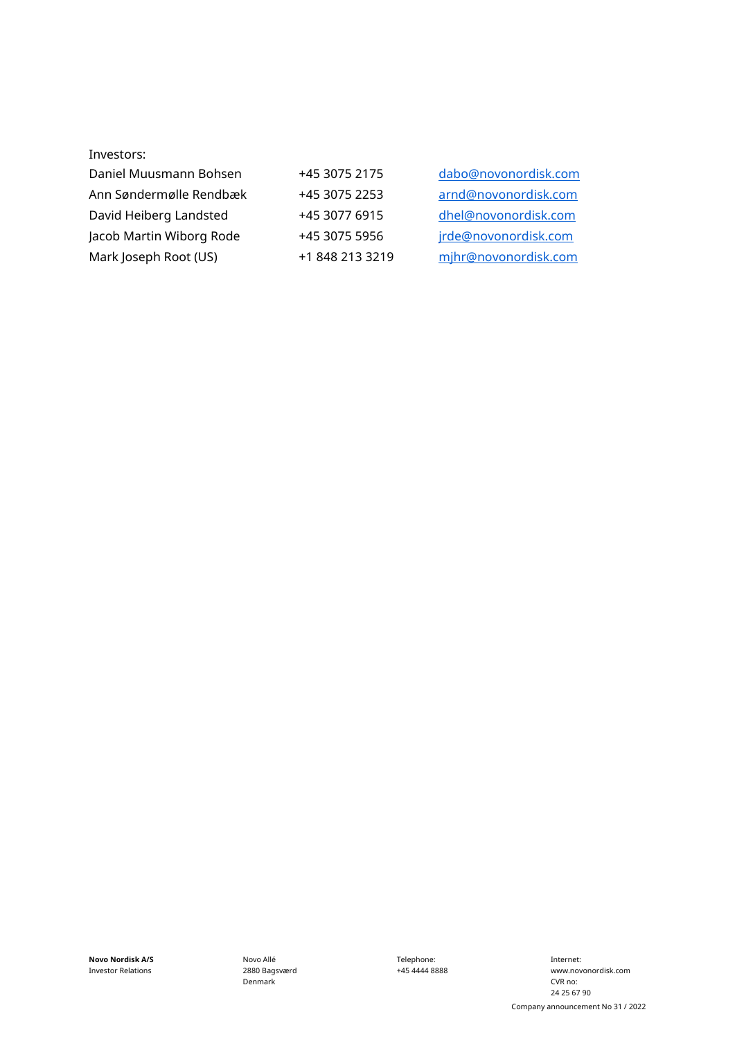Investors:

| | | |
|---|---|---|
| Daniel Muusmann Bohsen | +45 3075 2175 | dabo@novonordisk.com |
| Ann Søndermølle Rendbæk | +45 3075 2253 | arnd@novonordisk.com |
| David Heiberg Landsted | +45 3077 6915 | dhel@novonordisk.com |
| Jacob Martin Wiborg Rode | +45 3075 5956 | jrde@novonordisk.com |
| Mark Joseph Root (US) | +1 848 213 3219 | mjhr@novonordisk.com |

**Novo Nordisk A/S**
Investor Relations

Novo Allé
2880 Bagsværd
Denmark

Telephone:
+45 4444 8888

Internet:
www.novonordisk.com
CVR no:
24 25 67 90

Company announcement No 31 / 2022